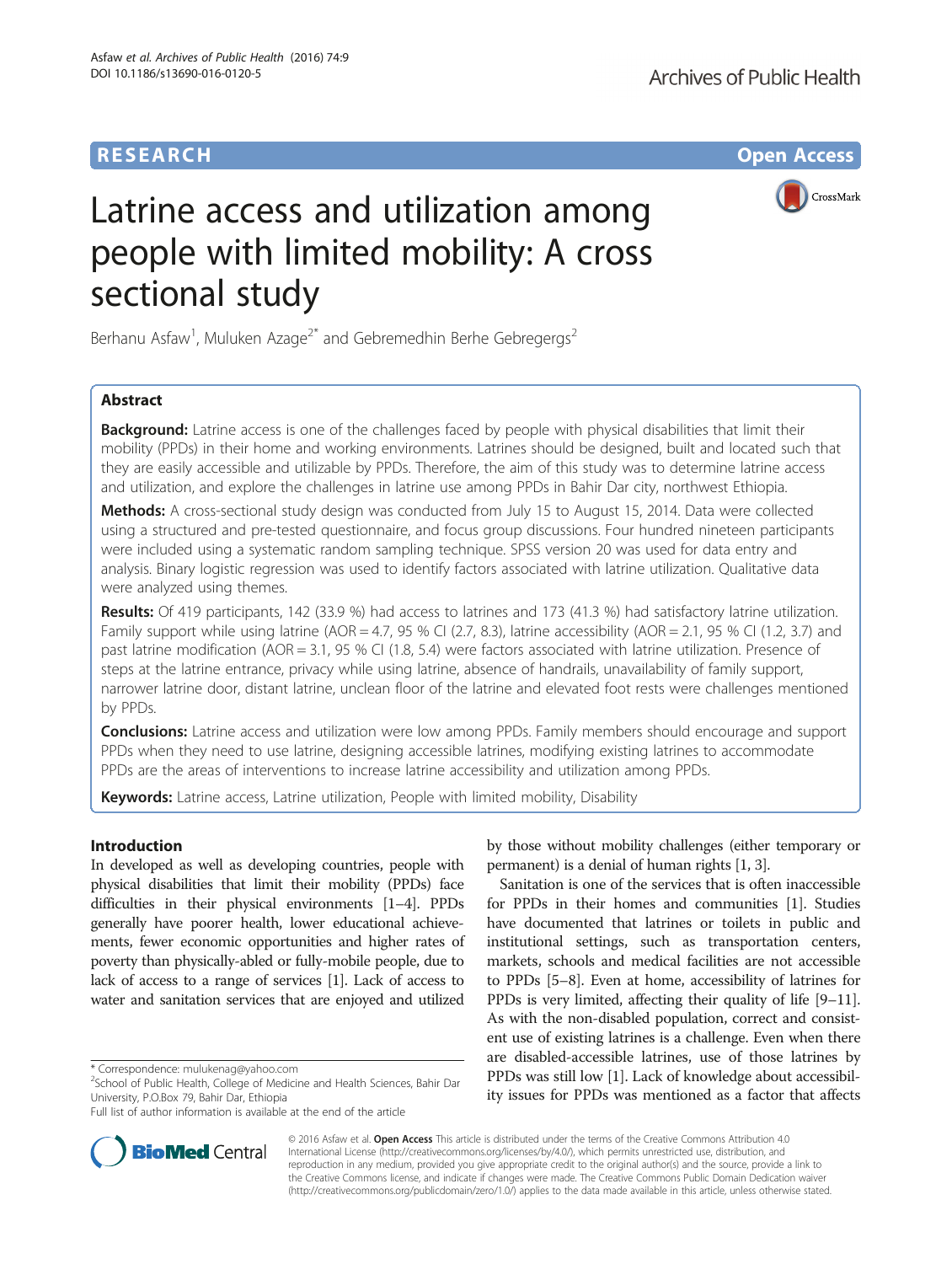RESEARCH Open Access

# Latrine access and utilization among people with limited mobility: A cross sectional study

Berhanu Asfaw[1], Muluken Azage[2*] and Gebremedhin Berhe Gebregergs[2]

## Abstract

**Background:** Latrine access is one of the challenges faced by people with physical disabilities that limit their mobility (PPDs) in their home and working environments. Latrines should be designed, built and located such that they are easily accessible and utilizable by PPDs. Therefore, the aim of this study was to determine latrine access and utilization, and explore the challenges in latrine use among PPDs in Bahir Dar city, northwest Ethiopia.

**Methods:** A cross-sectional study design was conducted from July 15 to August 15, 2014. Data were collected using a structured and pre-tested questionnaire, and focus group discussions. Four hundred nineteen participants were included using a systematic random sampling technique. SPSS version 20 was used for data entry and analysis. Binary logistic regression was used to identify factors associated with latrine utilization. Qualitative data were analyzed using themes.

**Results:** Of 419 participants, 142 (33.9 %) had access to latrines and 173 (41.3 %) had satisfactory latrine utilization. Family support while using latrine (AOR = 4.7, 95 % CI (2.7, 8.3), latrine accessibility (AOR = 2.1, 95 % CI (1.2, 3.7) and past latrine modification (AOR = 3.1, 95 % CI (1.8, 5.4) were factors associated with latrine utilization. Presence of steps at the latrine entrance, privacy while using latrine, absence of handrails, unavailability of family support, narrower latrine door, distant latrine, unclean floor of the latrine and elevated foot rests were challenges mentioned by PPDs.

**Conclusions:** Latrine access and utilization were low among PPDs. Family members should encourage and support PPDs when they need to use latrine, designing accessible latrines, modifying existing latrines to accommodate PPDs are the areas of interventions to increase latrine accessibility and utilization among PPDs.

**Keywords:** Latrine access, Latrine utilization, People with limited mobility, Disability

## Introduction

In developed as well as developing countries, people with physical disabilities that limit their mobility (PPDs) face difficulties in their physical environments [1–4]. PPDs generally have poorer health, lower educational achievements, fewer economic opportunities and higher rates of poverty than physically-abled or fully-mobile people, due to lack of access to a range of services [1]. Lack of access to water and sanitation services that are enjoyed and utilized by those without mobility challenges (either temporary or permanent) is a denial of human rights [1, 3].

Sanitation is one of the services that is often inaccessible for PPDs in their homes and communities [1]. Studies have documented that latrines or toilets in public and institutional settings, such as transportation centers, markets, schools and medical facilities are not accessible to PPDs [5–8]. Even at home, accessibility of latrines for PPDs is very limited, affecting their quality of life [9–11]. As with the non-disabled population, correct and consistent use of existing latrines is a challenge. Even when there are disabled-accessible latrines, use of those latrines by PPDs was still low [1]. Lack of knowledge about accessibility issues for PPDs was mentioned as a factor that affects

* Correspondence: mulukenag@yahoo.com
[2]School of Public Health, College of Medicine and Health Sciences, Bahir Dar University, P.O.Box 79, Bahir Dar, Ethiopia
Full list of author information is available at the end of the article

© 2016 Asfaw et al. **Open Access** This article is distributed under the terms of the Creative Commons Attribution 4.0 International License (http://creativecommons.org/licenses/by/4.0/), which permits unrestricted use, distribution, and reproduction in any medium, provided you give appropriate credit to the original author(s) and the source, provide a link to the Creative Commons license, and indicate if changes were made. The Creative Commons Public Domain Dedication waiver (http://creativecommons.org/publicdomain/zero/1.0/) applies to the data made available in this article, unless otherwise stated.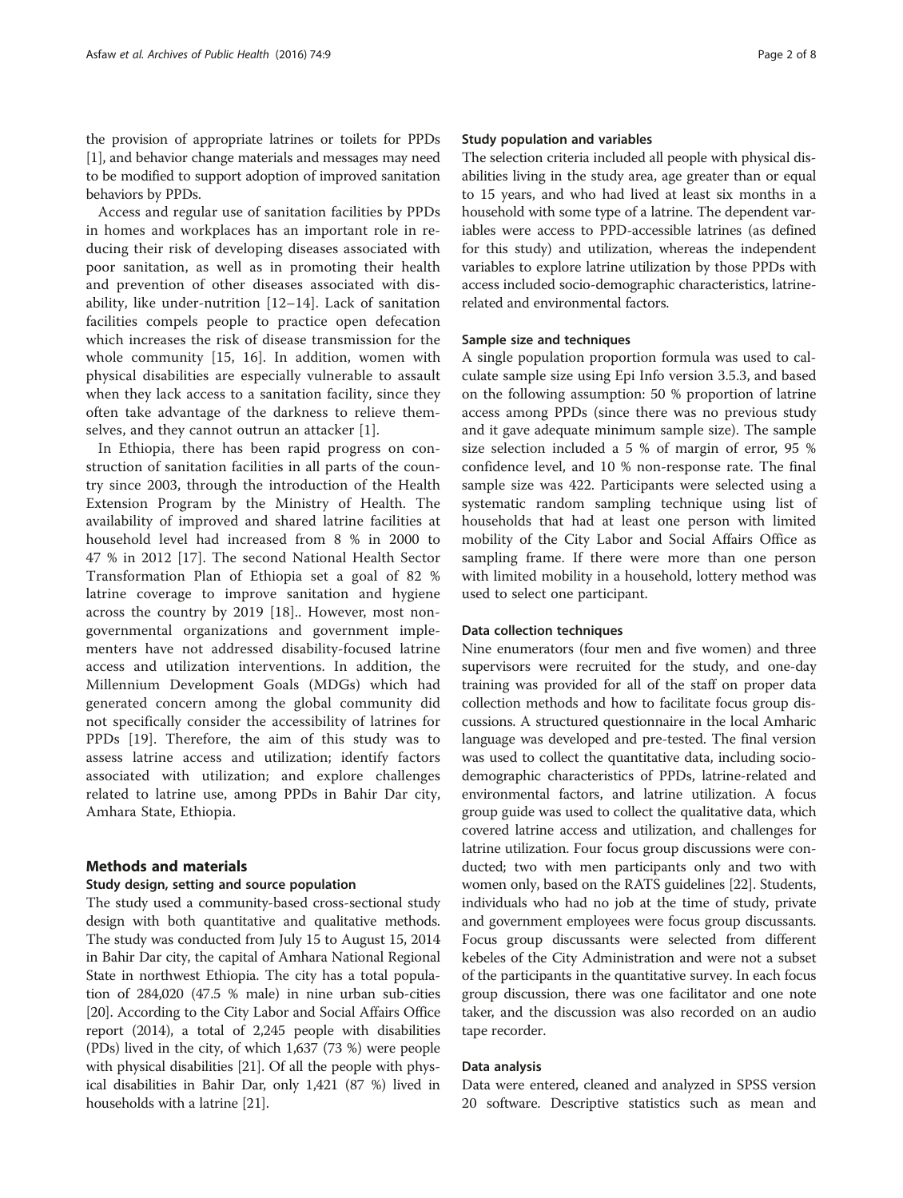the provision of appropriate latrines or toilets for PPDs [1], and behavior change materials and messages may need to be modified to support adoption of improved sanitation behaviors by PPDs.

Access and regular use of sanitation facilities by PPDs in homes and workplaces has an important role in reducing their risk of developing diseases associated with poor sanitation, as well as in promoting their health and prevention of other diseases associated with disability, like under-nutrition [12–14]. Lack of sanitation facilities compels people to practice open defecation which increases the risk of disease transmission for the whole community [15, 16]. In addition, women with physical disabilities are especially vulnerable to assault when they lack access to a sanitation facility, since they often take advantage of the darkness to relieve themselves, and they cannot outrun an attacker [1].

In Ethiopia, there has been rapid progress on construction of sanitation facilities in all parts of the country since 2003, through the introduction of the Health Extension Program by the Ministry of Health. The availability of improved and shared latrine facilities at household level had increased from 8 % in 2000 to 47 % in 2012 [17]. The second National Health Sector Transformation Plan of Ethiopia set a goal of 82 % latrine coverage to improve sanitation and hygiene across the country by 2019 [18].. However, most non-governmental organizations and government implementers have not addressed disability-focused latrine access and utilization interventions. In addition, the Millennium Development Goals (MDGs) which had generated concern among the global community did not specifically consider the accessibility of latrines for PPDs [19]. Therefore, the aim of this study was to assess latrine access and utilization; identify factors associated with utilization; and explore challenges related to latrine use, among PPDs in Bahir Dar city, Amhara State, Ethiopia.

## Methods and materials

### Study design, setting and source population

The study used a community-based cross-sectional study design with both quantitative and qualitative methods. The study was conducted from July 15 to August 15, 2014 in Bahir Dar city, the capital of Amhara National Regional State in northwest Ethiopia. The city has a total population of 284,020 (47.5 % male) in nine urban sub-cities [20]. According to the City Labor and Social Affairs Office report (2014), a total of 2,245 people with disabilities (PDs) lived in the city, of which 1,637 (73 %) were people with physical disabilities [21]. Of all the people with physical disabilities in Bahir Dar, only 1,421 (87 %) lived in households with a latrine [21].

### Study population and variables

The selection criteria included all people with physical disabilities living in the study area, age greater than or equal to 15 years, and who had lived at least six months in a household with some type of a latrine. The dependent variables were access to PPD-accessible latrines (as defined for this study) and utilization, whereas the independent variables to explore latrine utilization by those PPDs with access included socio-demographic characteristics, latrine-related and environmental factors.

### Sample size and techniques

A single population proportion formula was used to calculate sample size using Epi Info version 3.5.3, and based on the following assumption: 50 % proportion of latrine access among PPDs (since there was no previous study and it gave adequate minimum sample size). The sample size selection included a 5 % of margin of error, 95 % confidence level, and 10 % non-response rate. The final sample size was 422. Participants were selected using a systematic random sampling technique using list of households that had at least one person with limited mobility of the City Labor and Social Affairs Office as sampling frame. If there were more than one person with limited mobility in a household, lottery method was used to select one participant.

### Data collection techniques

Nine enumerators (four men and five women) and three supervisors were recruited for the study, and one-day training was provided for all of the staff on proper data collection methods and how to facilitate focus group discussions. A structured questionnaire in the local Amharic language was developed and pre-tested. The final version was used to collect the quantitative data, including socio-demographic characteristics of PPDs, latrine-related and environmental factors, and latrine utilization. A focus group guide was used to collect the qualitative data, which covered latrine access and utilization, and challenges for latrine utilization. Four focus group discussions were conducted; two with men participants only and two with women only, based on the RATS guidelines [22]. Students, individuals who had no job at the time of study, private and government employees were focus group discussants. Focus group discussants were selected from different kebeles of the City Administration and were not a subset of the participants in the quantitative survey. In each focus group discussion, there was one facilitator and one note taker, and the discussion was also recorded on an audio tape recorder.

### Data analysis

Data were entered, cleaned and analyzed in SPSS version 20 software. Descriptive statistics such as mean and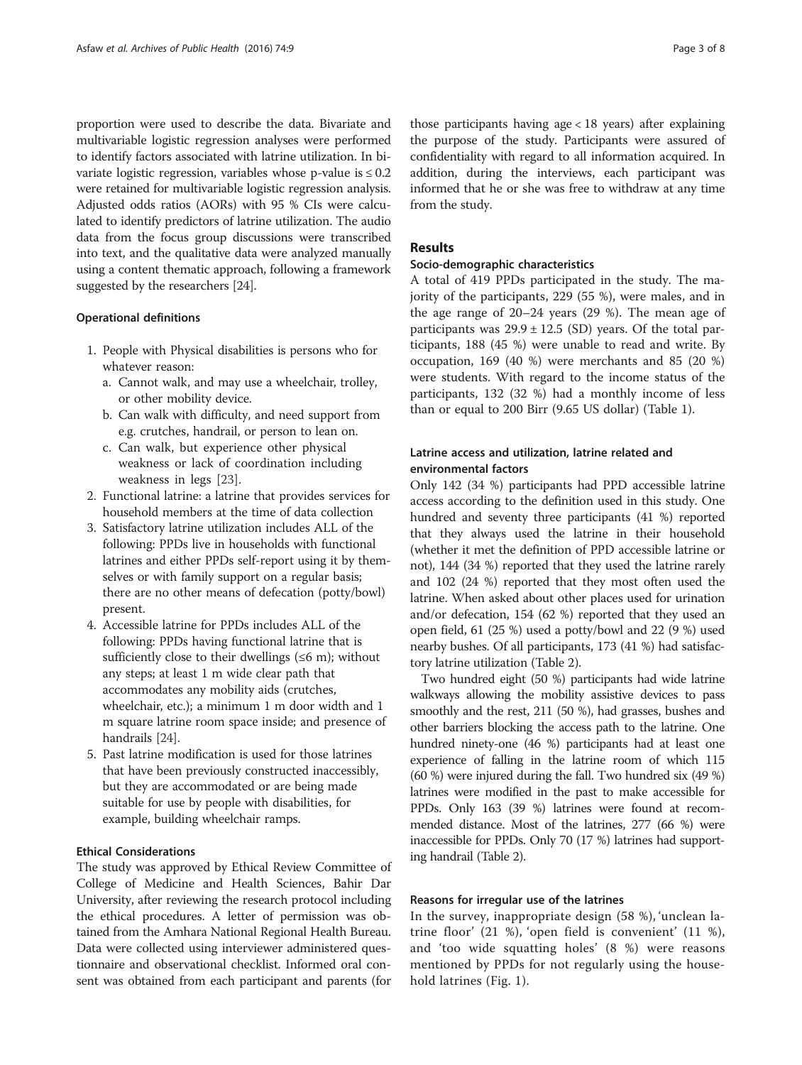proportion were used to describe the data. Bivariate and multivariable logistic regression analyses were performed to identify factors associated with latrine utilization. In bivariate logistic regression, variables whose p-value is ≤ 0.2 were retained for multivariable logistic regression analysis. Adjusted odds ratios (AORs) with 95 % CIs were calculated to identify predictors of latrine utilization. The audio data from the focus group discussions were transcribed into text, and the qualitative data were analyzed manually using a content thematic approach, following a framework suggested by the researchers [24].

### Operational definitions

1. People with Physical disabilities is persons who for whatever reason:
   a. Cannot walk, and may use a wheelchair, trolley, or other mobility device.
   b. Can walk with difficulty, and need support from e.g. crutches, handrail, or person to lean on.
   c. Can walk, but experience other physical weakness or lack of coordination including weakness in legs [23].
2. Functional latrine: a latrine that provides services for household members at the time of data collection
3. Satisfactory latrine utilization includes ALL of the following: PPDs live in households with functional latrines and either PPDs self-report using it by themselves or with family support on a regular basis; there are no other means of defecation (potty/bowl) present.
4. Accessible latrine for PPDs includes ALL of the following: PPDs having functional latrine that is sufficiently close to their dwellings (≤6 m); without any steps; at least 1 m wide clear path that accommodates any mobility aids (crutches, wheelchair, etc.); a minimum 1 m door width and 1 m square latrine room space inside; and presence of handrails [24].
5. Past latrine modification is used for those latrines that have been previously constructed inaccessibly, but they are accommodated or are being made suitable for use by people with disabilities, for example, building wheelchair ramps.

### Ethical Considerations

The study was approved by Ethical Review Committee of College of Medicine and Health Sciences, Bahir Dar University, after reviewing the research protocol including the ethical procedures. A letter of permission was obtained from the Amhara National Regional Health Bureau. Data were collected using interviewer administered questionnaire and observational checklist. Informed oral consent was obtained from each participant and parents (for those participants having age < 18 years) after explaining the purpose of the study. Participants were assured of confidentiality with regard to all information acquired. In addition, during the interviews, each participant was informed that he or she was free to withdraw at any time from the study.

## Results

### Socio-demographic characteristics

A total of 419 PPDs participated in the study. The majority of the participants, 229 (55 %), were males, and in the age range of 20–24 years (29 %). The mean age of participants was 29.9 ± 12.5 (SD) years. Of the total participants, 188 (45 %) were unable to read and write. By occupation, 169 (40 %) were merchants and 85 (20 %) were students. With regard to the income status of the participants, 132 (32 %) had a monthly income of less than or equal to 200 Birr (9.65 US dollar) (Table 1).

### Latrine access and utilization, latrine related and environmental factors

Only 142 (34 %) participants had PPD accessible latrine access according to the definition used in this study. One hundred and seventy three participants (41 %) reported that they always used the latrine in their household (whether it met the definition of PPD accessible latrine or not), 144 (34 %) reported that they used the latrine rarely and 102 (24 %) reported that they most often used the latrine. When asked about other places used for urination and/or defecation, 154 (62 %) reported that they used an open field, 61 (25 %) used a potty/bowl and 22 (9 %) used nearby bushes. Of all participants, 173 (41 %) had satisfactory latrine utilization (Table 2).

Two hundred eight (50 %) participants had wide latrine walkways allowing the mobility assistive devices to pass smoothly and the rest, 211 (50 %), had grasses, bushes and other barriers blocking the access path to the latrine. One hundred ninety-one (46 %) participants had at least one experience of falling in the latrine room of which 115 (60 %) were injured during the fall. Two hundred six (49 %) latrines were modified in the past to make accessible for PPDs. Only 163 (39 %) latrines were found at recommended distance. Most of the latrines, 277 (66 %) were inaccessible for PPDs. Only 70 (17 %) latrines had supporting handrail (Table 2).

### Reasons for irregular use of the latrines

In the survey, inappropriate design (58 %), 'unclean latrine floor' (21 %), 'open field is convenient' (11 %), and 'too wide squatting holes' (8 %) were reasons mentioned by PPDs for not regularly using the household latrines (Fig. 1).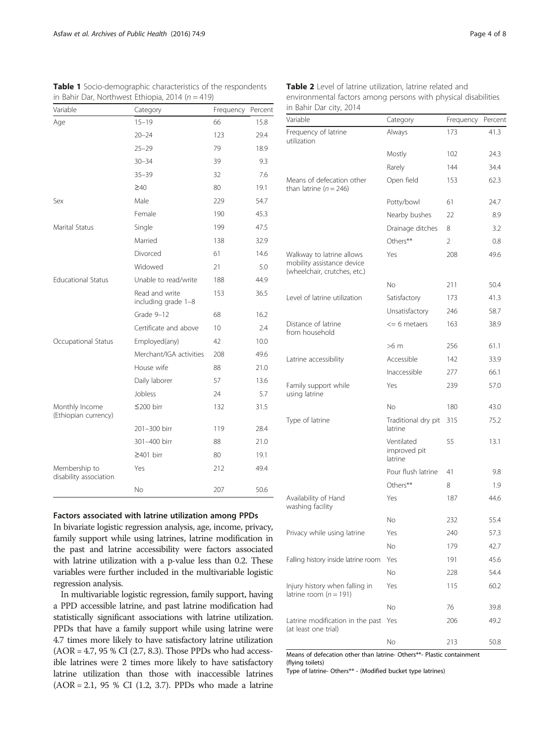**Table 1** Socio-demographic characteristics of the respondents in Bahir Dar, Northwest Ethiopia, 2014 ($n = 419$)

| Variable | Category | Frequency | Percent |
|---|---|---|---|
| Age | 15–19 | 66 | 15.8 |
| | 20–24 | 123 | 29.4 |
| | 25–29 | 79 | 18.9 |
| | 30–34 | 39 | 9.3 |
| | 35–39 | 32 | 7.6 |
| | ≥40 | 80 | 19.1 |
| Sex | Male | 229 | 54.7 |
| | Female | 190 | 45.3 |
| Marital Status | Single | 199 | 47.5 |
| | Married | 138 | 32.9 |
| | Divorced | 61 | 14.6 |
| | Widowed | 21 | 5.0 |
| Educational Status | Unable to read/write | 188 | 44.9 |
| | Read and write including grade 1–8 | 153 | 36.5 |
| | Grade 9–12 | 68 | 16.2 |
| | Certificate and above | 10 | 2.4 |
| Occupational Status | Employed(any) | 42 | 10.0 |
| | Merchant/IGA activities | 208 | 49.6 |
| | House wife | 88 | 21.0 |
| | Daily laborer | 57 | 13.6 |
| | Jobless | 24 | 5.7 |
| Monthly Income (Ethiopian currency) | ≤200 birr | 132 | 31.5 |
| | 201–300 birr | 119 | 28.4 |
| | 301–400 birr | 88 | 21.0 |
| | ≥401 birr | 80 | 19.1 |
| Membership to disability association | Yes | 212 | 49.4 |
| | No | 207 | 50.6 |

### Factors associated with latrine utilization among PPDs

In bivariate logistic regression analysis, age, income, privacy, family support while using latrines, latrine modification in the past and latrine accessibility were factors associated with latrine utilization with a p-value less than 0.2. These variables were further included in the multivariable logistic regression analysis.

In multivariable logistic regression, family support, having a PPD accessible latrine, and past latrine modification had statistically significant associations with latrine utilization. PPDs that have a family support while using latrine were 4.7 times more likely to have satisfactory latrine utilization (AOR = 4.7, 95 % CI (2.7, 8.3). Those PPDs who had accessible latrines were 2 times more likely to have satisfactory latrine utilization than those with inaccessible latrines (AOR = 2.1, 95 % CI (1.2, 3.7). PPDs who made a latrine

**Table 2** Level of latrine utilization, latrine related and environmental factors among persons with physical disabilities in Bahir Dar city, 2014

| Variable | Category | Frequency | Percent |
|---|---|---|---|
| Frequency of latrine utilization | Always | 173 | 41.3 |
| | Mostly | 102 | 24.3 |
| | Rarely | 144 | 34.4 |
| Means of defecation other than latrine ($n = 246$) | Open field | 153 | 62.3 |
| | Potty/bowl | 61 | 24.7 |
| | Nearby bushes | 22 | 8.9 |
| | Drainage ditches | 8 | 3.2 |
| | Others** | 2 | 0.8 |
| Walkway to latrine allows mobility assistance device (wheelchair, crutches, etc.) | Yes | 208 | 49.6 |
| | No | 211 | 50.4 |
| Level of latrine utilization | Satisfactory | 173 | 41.3 |
| | Unsatisfactory | 246 | 58.7 |
| Distance of latrine from household | <= 6 metaers | 163 | 38.9 |
| | >6 m | 256 | 61.1 |
| Latrine accessibility | Accessible | 142 | 33.9 |
| | Inaccessible | 277 | 66.1 |
| Family support while using latrine | Yes | 239 | 57.0 |
| | No | 180 | 43.0 |
| Type of latrine | Traditional dry pit latrine | 315 | 75.2 |
| | Ventilated improved pit latrine | 55 | 13.1 |
| | Pour flush latrine | 41 | 9.8 |
| | Others** | 8 | 1.9 |
| Availability of Hand washing facility | Yes | 187 | 44.6 |
| | No | 232 | 55.4 |
| Privacy while using latrine | Yes | 240 | 57.3 |
| | No | 179 | 42.7 |
| Falling history inside latrine room | Yes | 191 | 45.6 |
| | No | 228 | 54.4 |
| Injury history when falling in latrine room ($n = 191$) | Yes | 115 | 60.2 |
| | No | 76 | 39.8 |
| Latrine modification in the past (at least one trial) | Yes | 206 | 49.2 |
| | No | 213 | 50.8 |

Means of defecation other than latrine- Others**- Plastic containment (flying toilets)

Type of latrine- Others** - (Modified bucket type latrines)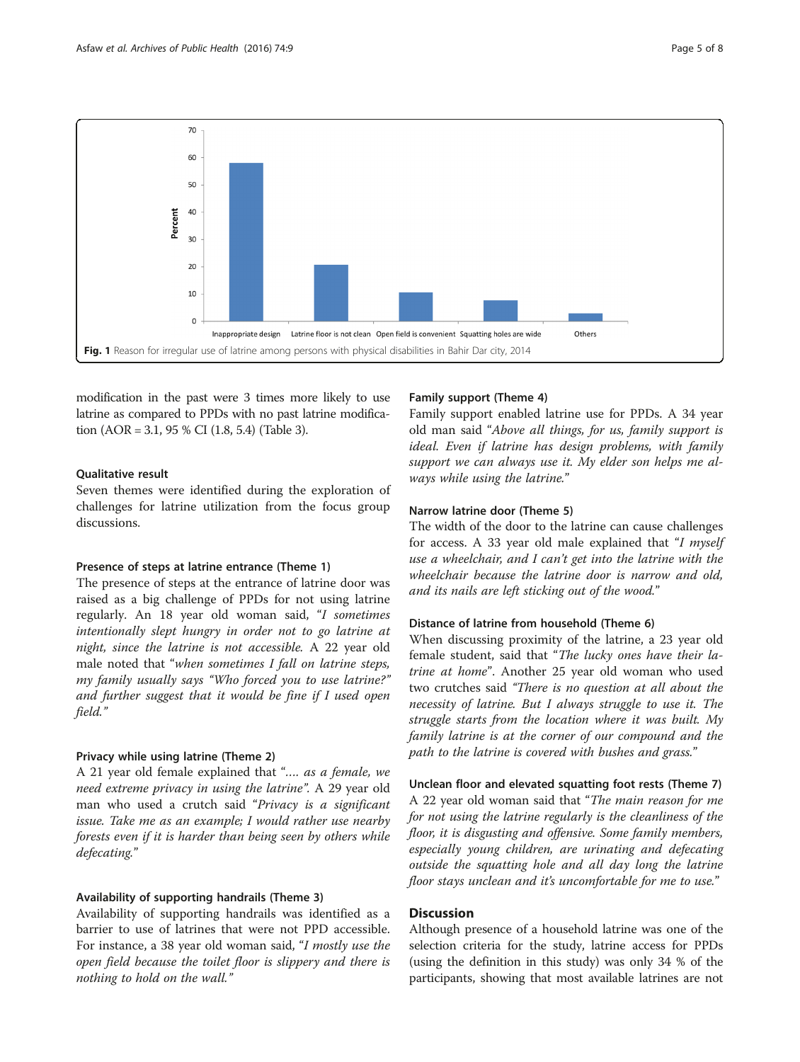Fig. 1 Reason for irregular use of latrine among persons with physical disabilities in Bahir Dar city, 2014

modification in the past were 3 times more likely to use latrine as compared to PPDs with no past latrine modification (AOR = 3.1, 95 % CI (1.8, 5.4) (Table 3).

### Qualitative result

Seven themes were identified during the exploration of challenges for latrine utilization from the focus group discussions.

#### Presence of steps at latrine entrance (Theme 1)

The presence of steps at the entrance of latrine door was raised as a big challenge of PPDs for not using latrine regularly. An 18 year old woman said, "*I sometimes intentionally slept hungry in order not to go latrine at night, since the latrine is not accessible.* A 22 year old male noted that "*when sometimes I fall on latrine steps, my family usually says "Who forced you to use latrine?" and further suggest that it would be fine if I used open field.*"

#### Privacy while using latrine (Theme 2)

A 21 year old female explained that "*…. as a female, we need extreme privacy in using the latrine*". A 29 year old man who used a crutch said "*Privacy is a significant issue. Take me as an example; I would rather use nearby forests even if it is harder than being seen by others while defecating.*"

#### Availability of supporting handrails (Theme 3)

Availability of supporting handrails was identified as a barrier to use of latrines that were not PPD accessible. For instance, a 38 year old woman said, "*I mostly use the open field because the toilet floor is slippery and there is nothing to hold on the wall.*"

#### Family support (Theme 4)

Family support enabled latrine use for PPDs. A 34 year old man said "*Above all things, for us, family support is ideal. Even if latrine has design problems, with family support we can always use it. My elder son helps me always while using the latrine.*"

#### Narrow latrine door (Theme 5)

The width of the door to the latrine can cause challenges for access. A 33 year old male explained that "*I myself use a wheelchair, and I can't get into the latrine with the wheelchair because the latrine door is narrow and old, and its nails are left sticking out of the wood.*"

#### Distance of latrine from household (Theme 6)

When discussing proximity of the latrine, a 23 year old female student, said that "*The lucky ones have their latrine at home*". Another 25 year old woman who used two crutches said "*There is no question at all about the necessity of latrine. But I always struggle to use it. The struggle starts from the location where it was built. My family latrine is at the corner of our compound and the path to the latrine is covered with bushes and grass.*"

#### Unclean floor and elevated squatting foot rests (Theme 7)

A 22 year old woman said that "*The main reason for me for not using the latrine regularly is the cleanliness of the floor, it is disgusting and offensive. Some family members, especially young children, are urinating and defecating outside the squatting hole and all day long the latrine floor stays unclean and it's uncomfortable for me to use.*"

## Discussion

Although presence of a household latrine was one of the selection criteria for the study, latrine access for PPDs (using the definition in this study) was only 34 % of the participants, showing that most available latrines are not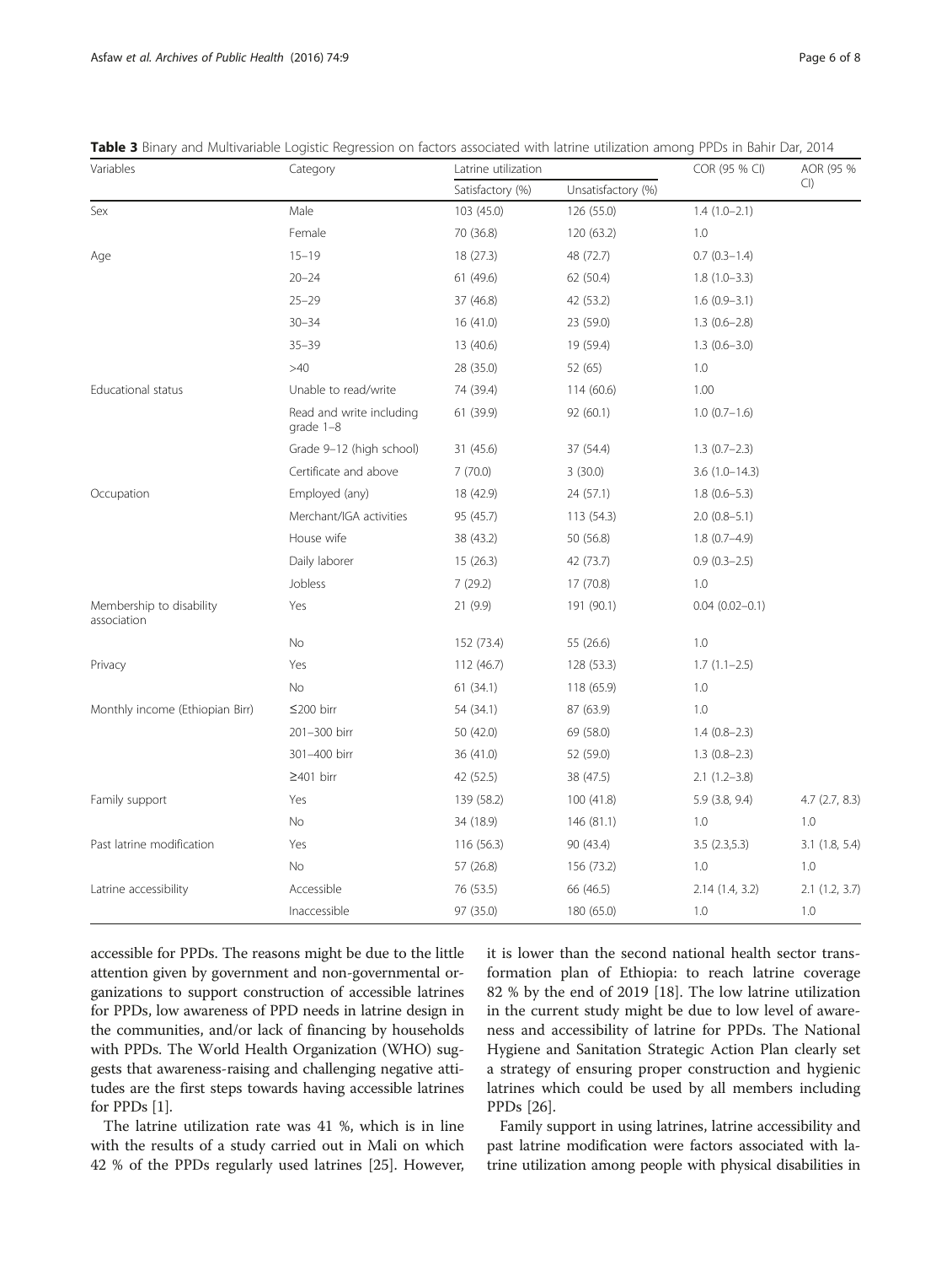**Table 3** Binary and Multivariable Logistic Regression on factors associated with latrine utilization among PPDs in Bahir Dar, 2014

| Variables | Category | Latrine utilization | | COR (95 % CI) | AOR (95 % CI) |
|---|---|---|---|---|---|
| | | Satisfactory (%) | Unsatisfactory (%) | | |
| Sex | Male | 103 (45.0) | 126 (55.0) | 1.4 (1.0–2.1) | |
| | Female | 70 (36.8) | 120 (63.2) | 1.0 | |
| Age | 15–19 | 18 (27.3) | 48 (72.7) | 0.7 (0.3–1.4) | |
| | 20–24 | 61 (49.6) | 62 (50.4) | 1.8 (1.0–3.3) | |
| | 25–29 | 37 (46.8) | 42 (53.2) | 1.6 (0.9–3.1) | |
| | 30–34 | 16 (41.0) | 23 (59.0) | 1.3 (0.6–2.8) | |
| | 35–39 | 13 (40.6) | 19 (59.4) | 1.3 (0.6–3.0) | |
| | >40 | 28 (35.0) | 52 (65) | 1.0 | |
| Educational status | Unable to read/write | 74 (39.4) | 114 (60.6) | 1.00 | |
| | Read and write including grade 1–8 | 61 (39.9) | 92 (60.1) | 1.0 (0.7–1.6) | |
| | Grade 9–12 (high school) | 31 (45.6) | 37 (54.4) | 1.3 (0.7–2.3) | |
| | Certificate and above | 7 (70.0) | 3 (30.0) | 3.6 (1.0–14.3) | |
| Occupation | Employed (any) | 18 (42.9) | 24 (57.1) | 1.8 (0.6–5.3) | |
| | Merchant/IGA activities | 95 (45.7) | 113 (54.3) | 2.0 (0.8–5.1) | |
| | House wife | 38 (43.2) | 50 (56.8) | 1.8 (0.7–4.9) | |
| | Daily laborer | 15 (26.3) | 42 (73.7) | 0.9 (0.3–2.5) | |
| | Jobless | 7 (29.2) | 17 (70.8) | 1.0 | |
| Membership to disability association | Yes | 21 (9.9) | 191 (90.1) | 0.04 (0.02–0.1) | |
| | No | 152 (73.4) | 55 (26.6) | 1.0 | |
| Privacy | Yes | 112 (46.7) | 128 (53.3) | 1.7 (1.1–2.5) | |
| | No | 61 (34.1) | 118 (65.9) | 1.0 | |
| Monthly income (Ethiopian Birr) | ≤200 birr | 54 (34.1) | 87 (63.9) | 1.0 | |
| | 201–300 birr | 50 (42.0) | 69 (58.0) | 1.4 (0.8–2.3) | |
| | 301–400 birr | 36 (41.0) | 52 (59.0) | 1.3 (0.8–2.3) | |
| | ≥401 birr | 42 (52.5) | 38 (47.5) | 2.1 (1.2–3.8) | |
| Family support | Yes | 139 (58.2) | 100 (41.8) | 5.9 (3.8, 9.4) | 4.7 (2.7, 8.3) |
| | No | 34 (18.9) | 146 (81.1) | 1.0 | 1.0 |
| Past latrine modification | Yes | 116 (56.3) | 90 (43.4) | 3.5 (2.3,5.3) | 3.1 (1.8, 5.4) |
| | No | 57 (26.8) | 156 (73.2) | 1.0 | 1.0 |
| Latrine accessibility | Accessible | 76 (53.5) | 66 (46.5) | 2.14 (1.4, 3.2) | 2.1 (1.2, 3.7) |
| | Inaccessible | 97 (35.0) | 180 (65.0) | 1.0 | 1.0 |

accessible for PPDs. The reasons might be due to the little attention given by government and non-governmental organizations to support construction of accessible latrines for PPDs, low awareness of PPD needs in latrine design in the communities, and/or lack of financing by households with PPDs. The World Health Organization (WHO) suggests that awareness-raising and challenging negative attitudes are the first steps towards having accessible latrines for PPDs [1].

The latrine utilization rate was 41 %, which is in line with the results of a study carried out in Mali on which 42 % of the PPDs regularly used latrines [25]. However, it is lower than the second national health sector transformation plan of Ethiopia: to reach latrine coverage 82 % by the end of 2019 [18]. The low latrine utilization in the current study might be due to low level of awareness and accessibility of latrine for PPDs. The National Hygiene and Sanitation Strategic Action Plan clearly set a strategy of ensuring proper construction and hygienic latrines which could be used by all members including PPDs [26].

Family support in using latrines, latrine accessibility and past latrine modification were factors associated with latrine utilization among people with physical disabilities in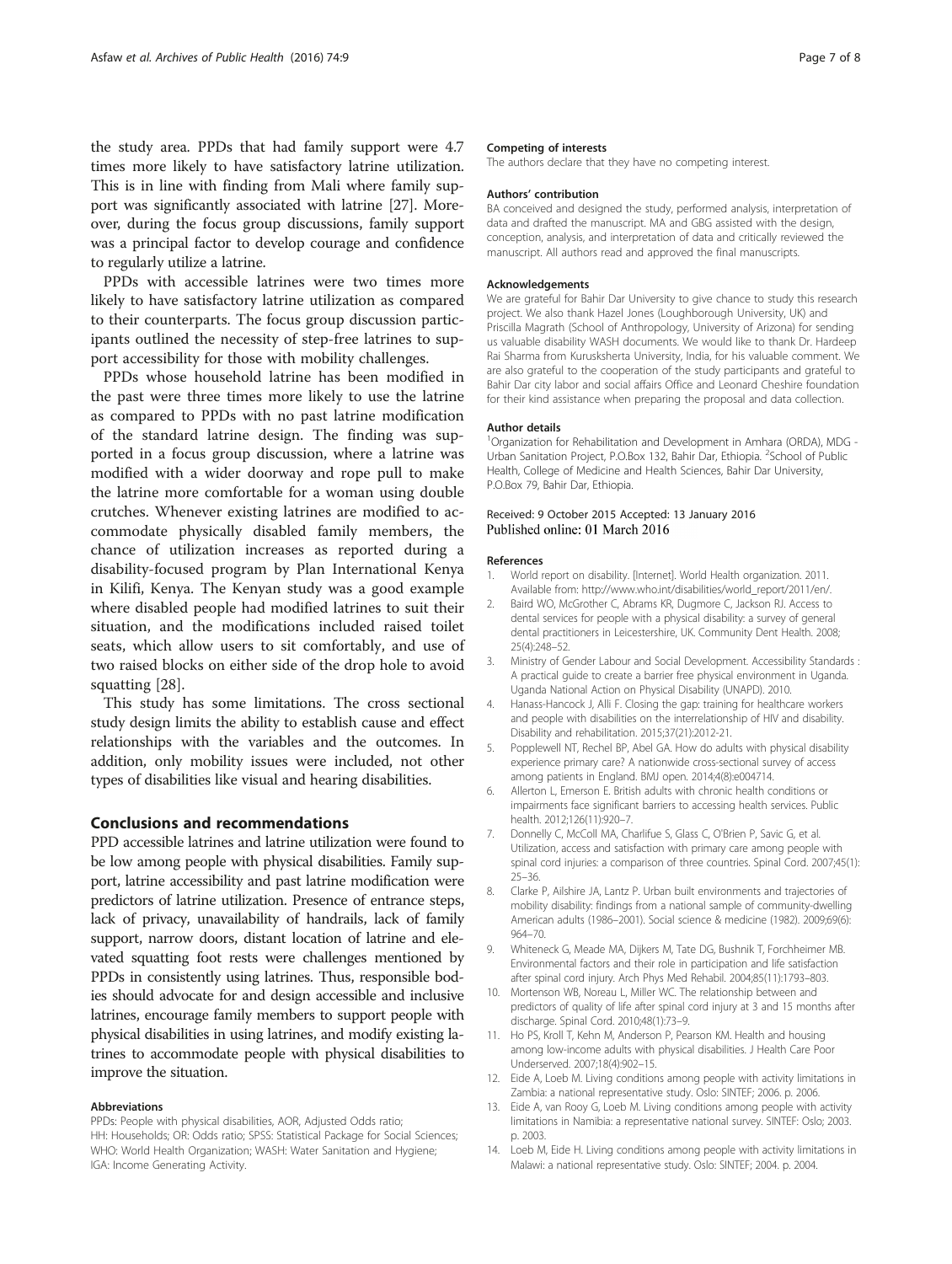the study area. PPDs that had family support were 4.7 times more likely to have satisfactory latrine utilization. This is in line with finding from Mali where family support was significantly associated with latrine [27]. Moreover, during the focus group discussions, family support was a principal factor to develop courage and confidence to regularly utilize a latrine.

PPDs with accessible latrines were two times more likely to have satisfactory latrine utilization as compared to their counterparts. The focus group discussion participants outlined the necessity of step-free latrines to support accessibility for those with mobility challenges.

PPDs whose household latrine has been modified in the past were three times more likely to use the latrine as compared to PPDs with no past latrine modification of the standard latrine design. The finding was supported in a focus group discussion, where a latrine was modified with a wider doorway and rope pull to make the latrine more comfortable for a woman using double crutches. Whenever existing latrines are modified to accommodate physically disabled family members, the chance of utilization increases as reported during a disability-focused program by Plan International Kenya in Kilifi, Kenya. The Kenyan study was a good example where disabled people had modified latrines to suit their situation, and the modifications included raised toilet seats, which allow users to sit comfortably, and use of two raised blocks on either side of the drop hole to avoid squatting [28].

This study has some limitations. The cross sectional study design limits the ability to establish cause and effect relationships with the variables and the outcomes. In addition, only mobility issues were included, not other types of disabilities like visual and hearing disabilities.

## Conclusions and recommendations

PPD accessible latrines and latrine utilization were found to be low among people with physical disabilities. Family support, latrine accessibility and past latrine modification were predictors of latrine utilization. Presence of entrance steps, lack of privacy, unavailability of handrails, lack of family support, narrow doors, distant location of latrine and elevated squatting foot rests were challenges mentioned by PPDs in consistently using latrines. Thus, responsible bodies should advocate for and design accessible and inclusive latrines, encourage family members to support people with physical disabilities in using latrines, and modify existing latrines to accommodate people with physical disabilities to improve the situation.

#### Abbreviations

PPDs: People with physical disabilities, AOR, Adjusted Odds ratio; HH: Households; OR: Odds ratio; SPSS: Statistical Package for Social Sciences; WHO: World Health Organization; WASH: Water Sanitation and Hygiene; IGA: Income Generating Activity.

#### Competing of interests

The authors declare that they have no competing interest.

#### Authors' contribution

BA conceived and designed the study, performed analysis, interpretation of data and drafted the manuscript. MA and GBG assisted with the design, conception, analysis, and interpretation of data and critically reviewed the manuscript. All authors read and approved the final manuscripts.

#### Acknowledgements

We are grateful for Bahir Dar University to give chance to study this research project. We also thank Hazel Jones (Loughborough University, UK) and Priscilla Magrath (School of Anthropology, University of Arizona) for sending us valuable disability WASH documents. We would like to thank Dr. Hardeep Rai Sharma from Kurusksherta University, India, for his valuable comment. We are also grateful to the cooperation of the study participants and grateful to Bahir Dar city labor and social affairs Office and Leonard Cheshire foundation for their kind assistance when preparing the proposal and data collection.

#### Author details

[1]Organization for Rehabilitation and Development in Amhara (ORDA), MDG - Urban Sanitation Project, P.O.Box 132, Bahir Dar, Ethiopia. [2]School of Public Health, College of Medicine and Health Sciences, Bahir Dar University, P.O.Box 79, Bahir Dar, Ethiopia.

Received: 9 October 2015 Accepted: 13 January 2016
Published online: 01 March 2016

#### References

1. World report on disability. [Internet]. World Health organization. 2011. Available from: http://www.who.int/disabilities/world_report/2011/en/.
2. Baird WO, McGrother C, Abrams KR, Dugmore C, Jackson RJ. Access to dental services for people with a physical disability: a survey of general dental practitioners in Leicestershire, UK. Community Dent Health. 2008; 25(4):248–52.
3. Ministry of Gender Labour and Social Development. Accessibility Standards : A practical guide to create a barrier free physical environment in Uganda. Uganda National Action on Physical Disability (UNAPD). 2010.
4. Hanass-Hancock J, Alli F. Closing the gap: training for healthcare workers and people with disabilities on the interrelationship of HIV and disability. Disability and rehabilitation. 2015;37(21):2012-21.
5. Popplewell NT, Rechel BP, Abel GA. How do adults with physical disability experience primary care? A nationwide cross-sectional survey of access among patients in England. BMJ open. 2014;4(8):e004714.
6. Allerton L, Emerson E. British adults with chronic health conditions or impairments face significant barriers to accessing health services. Public health. 2012;126(11):920–7.
7. Donnelly C, McColl MA, Charlifue S, Glass C, O'Brien P, Savic G, et al. Utilization, access and satisfaction with primary care among people with spinal cord injuries: a comparison of three countries. Spinal Cord. 2007;45(1): 25–36.
8. Clarke P, Ailshire JA, Lantz P. Urban built environments and trajectories of mobility disability: findings from a national sample of community-dwelling American adults (1986–2001). Social science & medicine (1982). 2009;69(6): 964–70.
9. Whiteneck G, Meade MA, Dijkers M, Tate DG, Bushnik T, Forchheimer MB. Environmental factors and their role in participation and life satisfaction after spinal cord injury. Arch Phys Med Rehabil. 2004;85(11):1793–803.
10. Mortenson WB, Noreau L, Miller WC. The relationship between and predictors of quality of life after spinal cord injury at 3 and 15 months after discharge. Spinal Cord. 2010;48(1):73–9.
11. Ho PS, Kroll T, Kehn M, Anderson P, Pearson KM. Health and housing among low-income adults with physical disabilities. J Health Care Poor Underserved. 2007;18(4):902–15.
12. Eide A, Loeb M. Living conditions among people with activity limitations in Zambia: a national representative study. Oslo: SINTEF; 2006. p. 2006.
13. Eide A, van Rooy G, Loeb M. Living conditions among people with activity limitations in Namibia: a representative national survey. SINTEF: Oslo; 2003. p. 2003.
14. Loeb M, Eide H. Living conditions among people with activity limitations in Malawi: a national representative study. Oslo: SINTEF; 2004. p. 2004.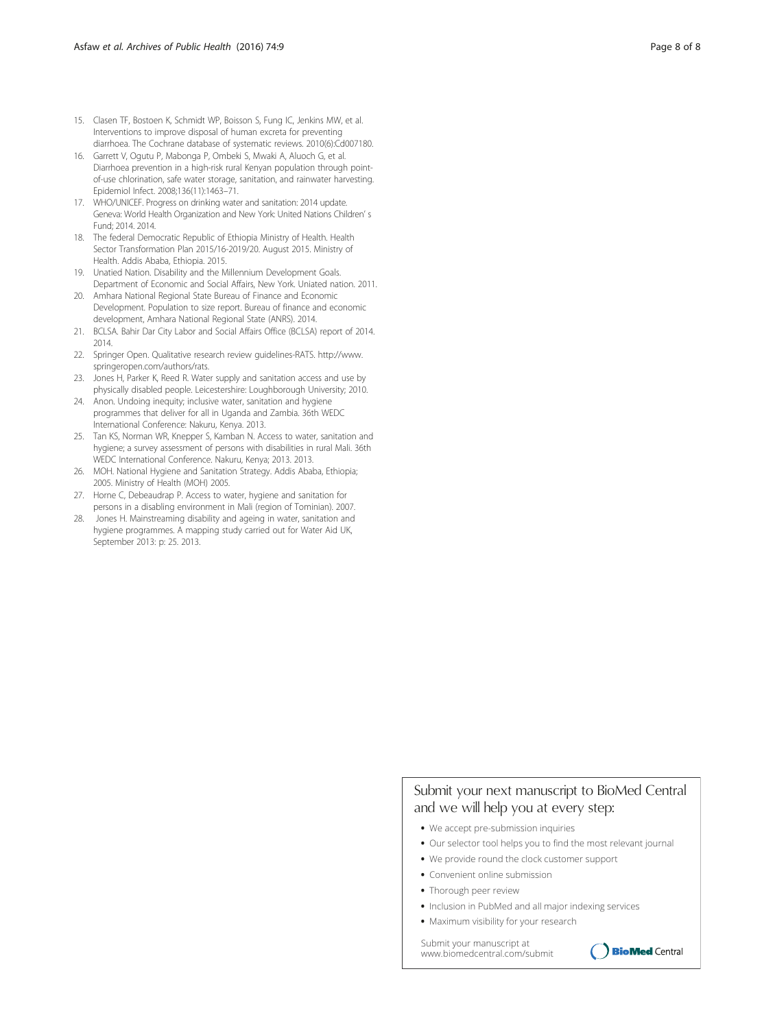15. Clasen TF, Bostoen K, Schmidt WP, Boisson S, Fung IC, Jenkins MW, et al. Interventions to improve disposal of human excreta for preventing diarrhoea. The Cochrane database of systematic reviews. 2010(6):Cd007180.
16. Garrett V, Ogutu P, Mabonga P, Ombeki S, Mwaki A, Aluoch G, et al. Diarrhoea prevention in a high-risk rural Kenyan population through point-of-use chlorination, safe water storage, sanitation, and rainwater harvesting. Epidemiol Infect. 2008;136(11):1463–71.
17. WHO/UNICEF. Progress on drinking water and sanitation: 2014 update. Geneva: World Health Organization and New York: United Nations Children' s Fund; 2014. 2014.
18. The federal Democratic Republic of Ethiopia Ministry of Health. Health Sector Transformation Plan 2015/16-2019/20. August 2015. Ministry of Health. Addis Ababa, Ethiopia. 2015.
19. Unatied Nation. Disability and the Millennium Development Goals. Department of Economic and Social Affairs, New York. Uniated nation. 2011.
20. Amhara National Regional State Bureau of Finance and Economic Development. Population to size report. Bureau of finance and economic development, Amhara National Regional State (ANRS). 2014.
21. BCLSA. Bahir Dar City Labor and Social Affairs Office (BCLSA) report of 2014. 2014.
22. Springer Open. Qualitative research review guidelines-RATS. http://www.springeropen.com/authors/rats.
23. Jones H, Parker K, Reed R. Water supply and sanitation access and use by physically disabled people. Leicestershire: Loughborough University; 2010.
24. Anon. Undoing inequity; inclusive water, sanitation and hygiene programmes that deliver for all in Uganda and Zambia. 36th WEDC International Conference: Nakuru, Kenya. 2013.
25. Tan KS, Norman WR, Knepper S, Kamban N. Access to water, sanitation and hygiene; a survey assessment of persons with disabilities in rural Mali. 36th WEDC International Conference. Nakuru, Kenya; 2013. 2013.
26. MOH. National Hygiene and Sanitation Strategy. Addis Ababa, Ethiopia; 2005. Ministry of Health (MOH) 2005.
27. Horne C, Debeaudrap P. Access to water, hygiene and sanitation for persons in a disabling environment in Mali (region of Tominian). 2007.
28. Jones H. Mainstreaming disability and ageing in water, sanitation and hygiene programmes. A mapping study carried out for Water Aid UK, September 2013: p: 25. 2013.

Submit your next manuscript to BioMed Central and we will help you at every step:

- We accept pre-submission inquiries
- Our selector tool helps you to find the most relevant journal
- We provide round the clock customer support
- Convenient online submission
- Thorough peer review
- Inclusion in PubMed and all major indexing services
- Maximum visibility for your research

Submit your manuscript at www.biomedcentral.com/submit

BioMed Central